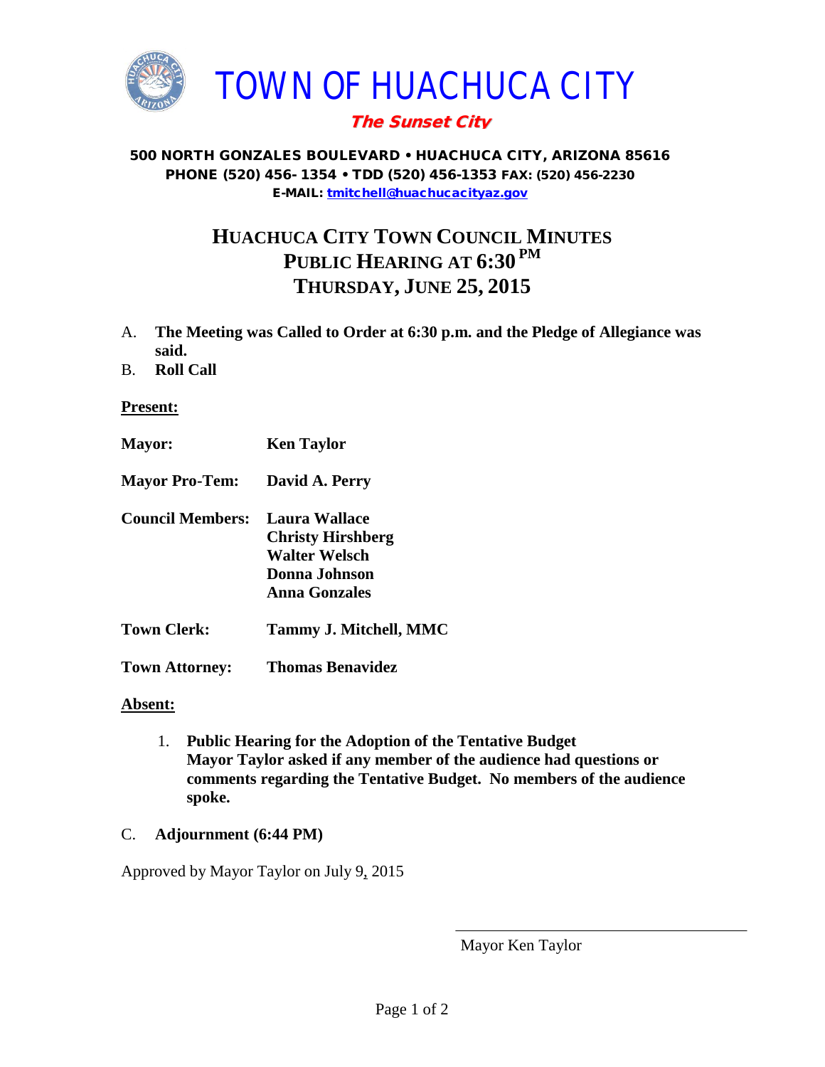# TOWN OF HUACHUCA CITY

***The Sunset City***

**500 NORTH GONZALES BOULEVARD • HUACHUCA CITY, ARIZONA 85616**
**PHONE (520) 456- 1354 • TDD (520) 456-1353 FAX: (520) 456-2230**
**E-MAIL: tmitchell@huachucacityaz.gov**

## HUACHUCA CITY TOWN COUNCIL MINUTES
## PUBLIC HEARING AT 6:30 PM
## THURSDAY, JUNE 25, 2015

A. **The Meeting was Called to Order at 6:30 p.m. and the Pledge of Allegiance was said.**

B. **Roll Call**

**Present:**

**Mayor:** **Ken Taylor**

**Mayor Pro-Tem:** **David A. Perry**

**Council Members:** **Laura Wallace**
**Christy Hirshberg**
**Walter Welsch**
**Donna Johnson**
**Anna Gonzales**

**Town Clerk:** **Tammy J. Mitchell, MMC**

**Town Attorney:** **Thomas Benavidez**

**Absent:**

1. **Public Hearing for the Adoption of the Tentative Budget**
   **Mayor Taylor asked if any member of the audience had questions or comments regarding the Tentative Budget. No members of the audience spoke.**

C. **Adjournment (6:44 PM)**

Approved by Mayor Taylor on July 9, 2015

\_\_\_\_\_\_\_\_\_\_\_\_\_\_\_\_\_\_\_\_\_\_\_\_\_\_\_\_\_\_\_\_

Mayor Ken Taylor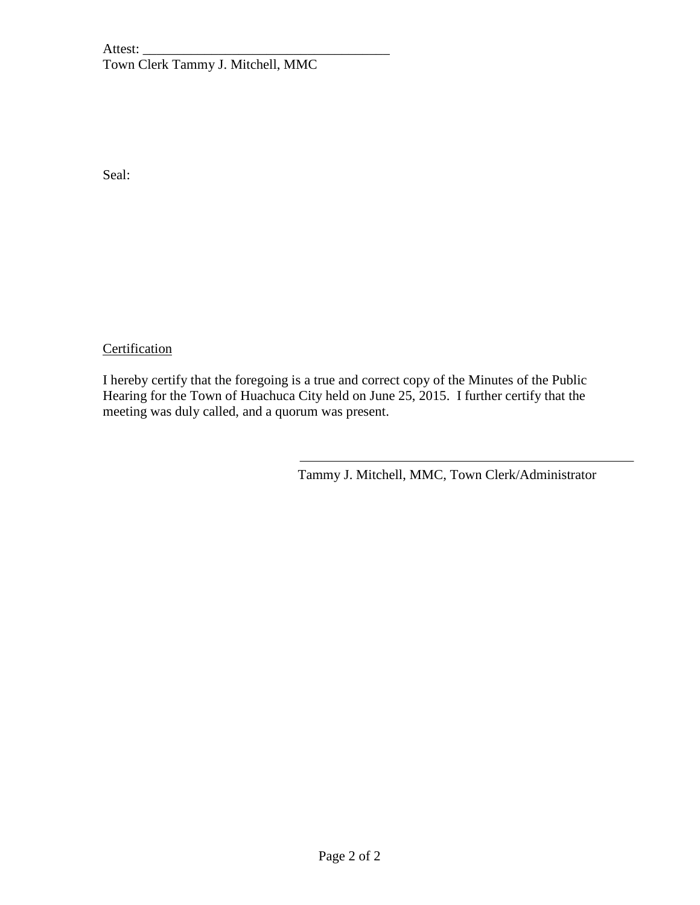Attest: ____________________________________
Town Clerk Tammy J. Mitchell, MMC

Seal:

<u>Certification</u>

I hereby certify that the foregoing is a true and correct copy of the Minutes of the Public Hearing for the Town of Huachuca City held on June 25, 2015. I further certify that the meeting was duly called, and a quorum was present.

____________________________________________
Tammy J. Mitchell, MMC, Town Clerk/Administrator